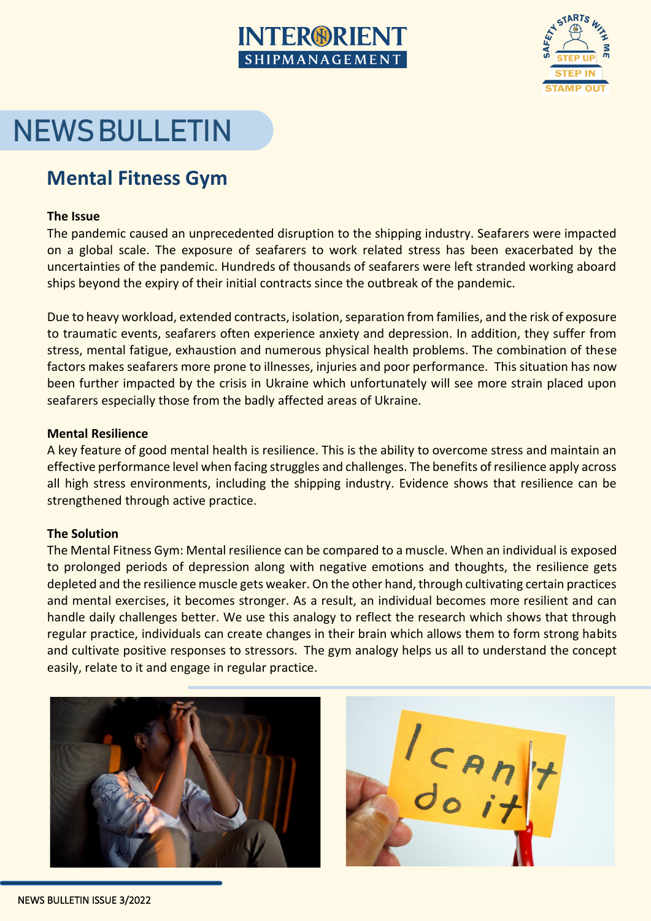# NEWS BULLETIN

## Mental Fitness Gym

**The Issue**

The pandemic caused an unprecedented disruption to the shipping industry. Seafarers were impacted on a global scale. The exposure of seafarers to work related stress has been exacerbated by the uncertainties of the pandemic. Hundreds of thousands of seafarers were left stranded working aboard ships beyond the expiry of their initial contracts since the outbreak of the pandemic.

Due to heavy workload, extended contracts, isolation, separation from families, and the risk of exposure to traumatic events, seafarers often experience anxiety and depression. In addition, they suffer from stress, mental fatigue, exhaustion and numerous physical health problems. The combination of these factors makes seafarers more prone to illnesses, injuries and poor performance. This situation has now been further impacted by the crisis in Ukraine which unfortunately will see more strain placed upon seafarers especially those from the badly affected areas of Ukraine.

**Mental Resilience**

A key feature of good mental health is resilience. This is the ability to overcome stress and maintain an effective performance level when facing struggles and challenges. The benefits of resilience apply across all high stress environments, including the shipping industry. Evidence shows that resilience can be strengthened through active practice.

**The Solution**

The Mental Fitness Gym: Mental resilience can be compared to a muscle. When an individual is exposed to prolonged periods of depression along with negative emotions and thoughts, the resilience gets depleted and the resilience muscle gets weaker. On the other hand, through cultivating certain practices and mental exercises, it becomes stronger. As a result, an individual becomes more resilient and can handle daily challenges better. We use this analogy to reflect the research which shows that through regular practice, individuals can create changes in their brain which allows them to form strong habits and cultivate positive responses to stressors. The gym analogy helps us all to understand the concept easily, relate to it and engage in regular practice.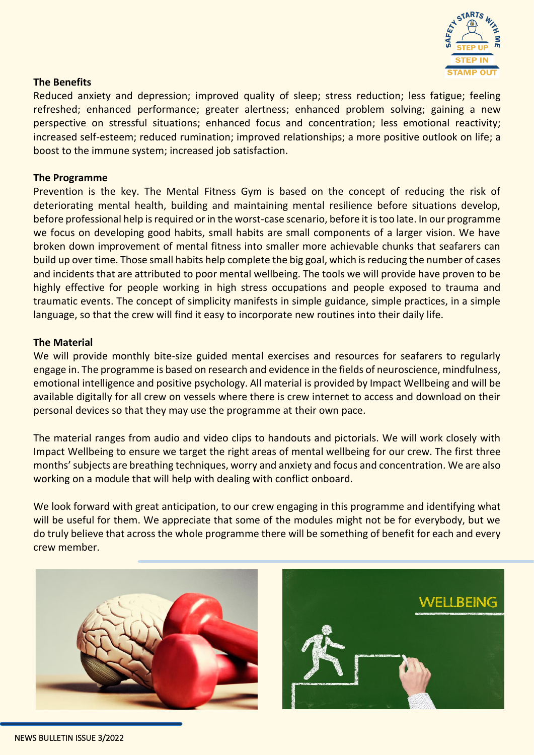### The Benefits

Reduced anxiety and depression; improved quality of sleep; stress reduction; less fatigue; feeling refreshed; enhanced performance; greater alertness; enhanced problem solving; gaining a new perspective on stressful situations; enhanced focus and concentration; less emotional reactivity; increased self-esteem; reduced rumination; improved relationships; a more positive outlook on life; a boost to the immune system; increased job satisfaction.

### The Programme

Prevention is the key. The Mental Fitness Gym is based on the concept of reducing the risk of deteriorating mental health, building and maintaining mental resilience before situations develop, before professional help is required or in the worst-case scenario, before it is too late. In our programme we focus on developing good habits, small habits are small components of a larger vision. We have broken down improvement of mental fitness into smaller more achievable chunks that seafarers can build up over time. Those small habits help complete the big goal, which is reducing the number of cases and incidents that are attributed to poor mental wellbeing. The tools we will provide have proven to be highly effective for people working in high stress occupations and people exposed to trauma and traumatic events. The concept of simplicity manifests in simple guidance, simple practices, in a simple language, so that the crew will find it easy to incorporate new routines into their daily life.

### The Material

We will provide monthly bite-size guided mental exercises and resources for seafarers to regularly engage in. The programme is based on research and evidence in the fields of neuroscience, mindfulness, emotional intelligence and positive psychology. All material is provided by Impact Wellbeing and will be available digitally for all crew on vessels where there is crew internet to access and download on their personal devices so that they may use the programme at their own pace.

The material ranges from audio and video clips to handouts and pictorials. We will work closely with Impact Wellbeing to ensure we target the right areas of mental wellbeing for our crew. The first three months' subjects are breathing techniques, worry and anxiety and focus and concentration. We are also working on a module that will help with dealing with conflict onboard.

We look forward with great anticipation, to our crew engaging in this programme and identifying what will be useful for them. We appreciate that some of the modules might not be for everybody, but we do truly believe that across the whole programme there will be something of benefit for each and every crew member.